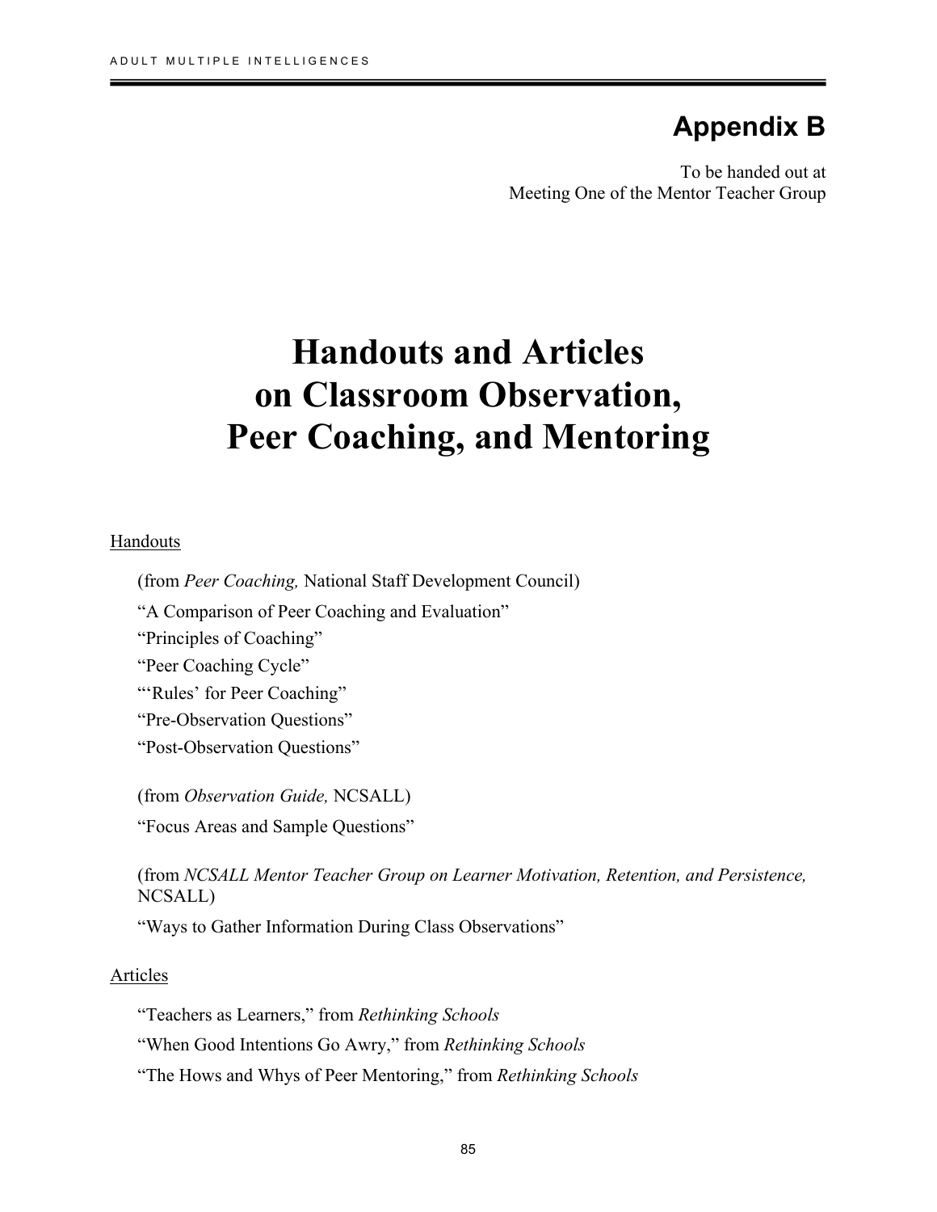# Appendix B

To be handed out at
Meeting One of the Mentor Teacher Group

# Handouts and Articles on Classroom Observation, Peer Coaching, and Mentoring

Handouts

(from *Peer Coaching,* National Staff Development Council)

"A Comparison of Peer Coaching and Evaluation"

"Principles of Coaching"

"Peer Coaching Cycle"

"'Rules' for Peer Coaching"

"Pre-Observation Questions"

"Post-Observation Questions"

(from *Observation Guide,* NCSALL)

"Focus Areas and Sample Questions"

(from *NCSALL Mentor Teacher Group on Learner Motivation, Retention, and Persistence,* NCSALL)

"Ways to Gather Information During Class Observations"

Articles

"Teachers as Learners," from *Rethinking Schools*

"When Good Intentions Go Awry," from *Rethinking Schools*

"The Hows and Whys of Peer Mentoring," from *Rethinking Schools*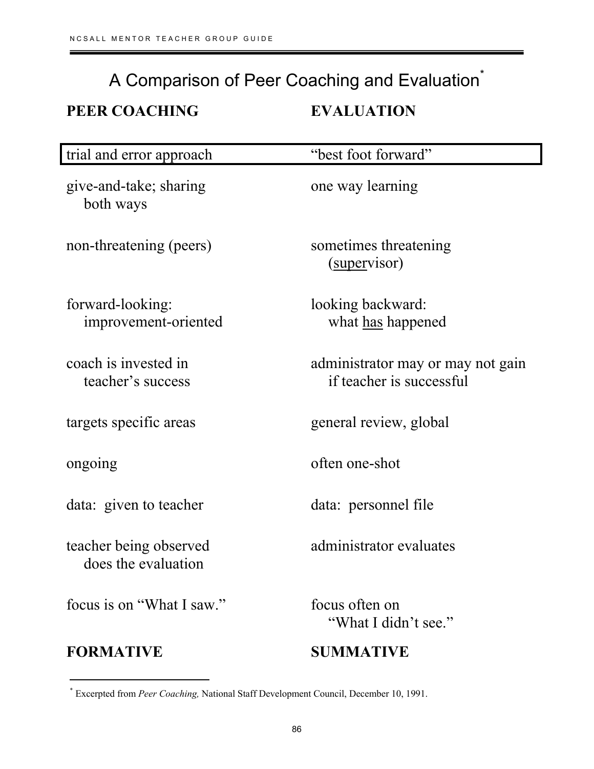# A Comparison of Peer Coaching and Evaluation*

| PEER COACHING | EVALUATION |
|---|---|
| trial and error approach | "best foot forward" |
| give-and-take; sharing both ways | one way learning |
| non-threatening (peers) | sometimes threatening (supervisor) |
| forward-looking: improvement-oriented | looking backward: what has happened |
| coach is invested in teacher's success | administrator may or may not gain if teacher is successful |
| targets specific areas | general review, global |
| ongoing | often one-shot |
| data: given to teacher | data: personnel file |
| teacher being observed does the evaluation | administrator evaluates |
| focus is on "What I saw." | focus often on "What I didn't see." |
| **FORMATIVE** | **SUMMATIVE** |

* Excerpted from *Peer Coaching,* National Staff Development Council, December 10, 1991.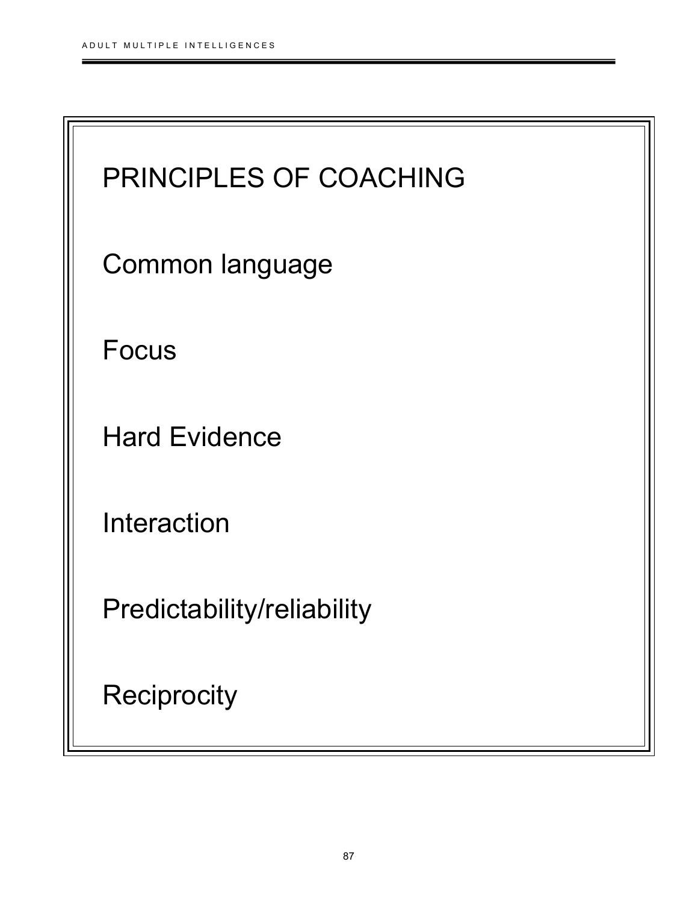# PRINCIPLES OF COACHING

Common language

Focus

Hard Evidence

Interaction

Predictability/reliability

Reciprocity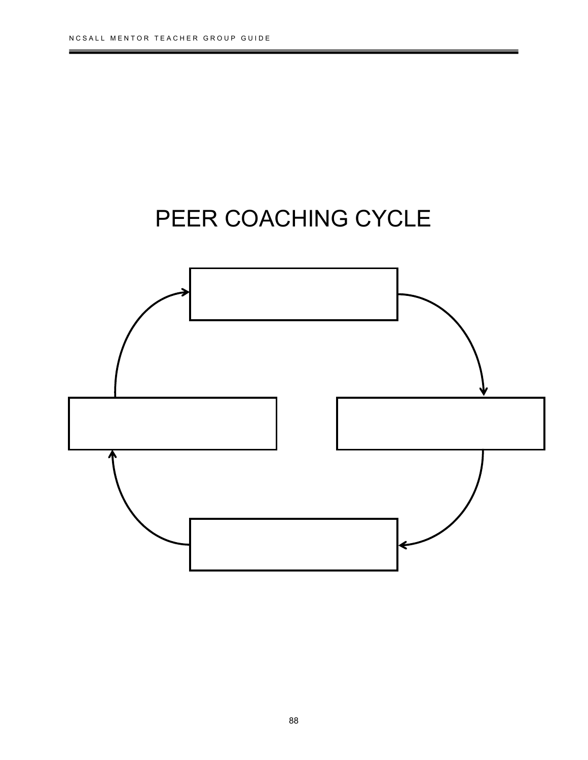# PEER COACHING CYCLE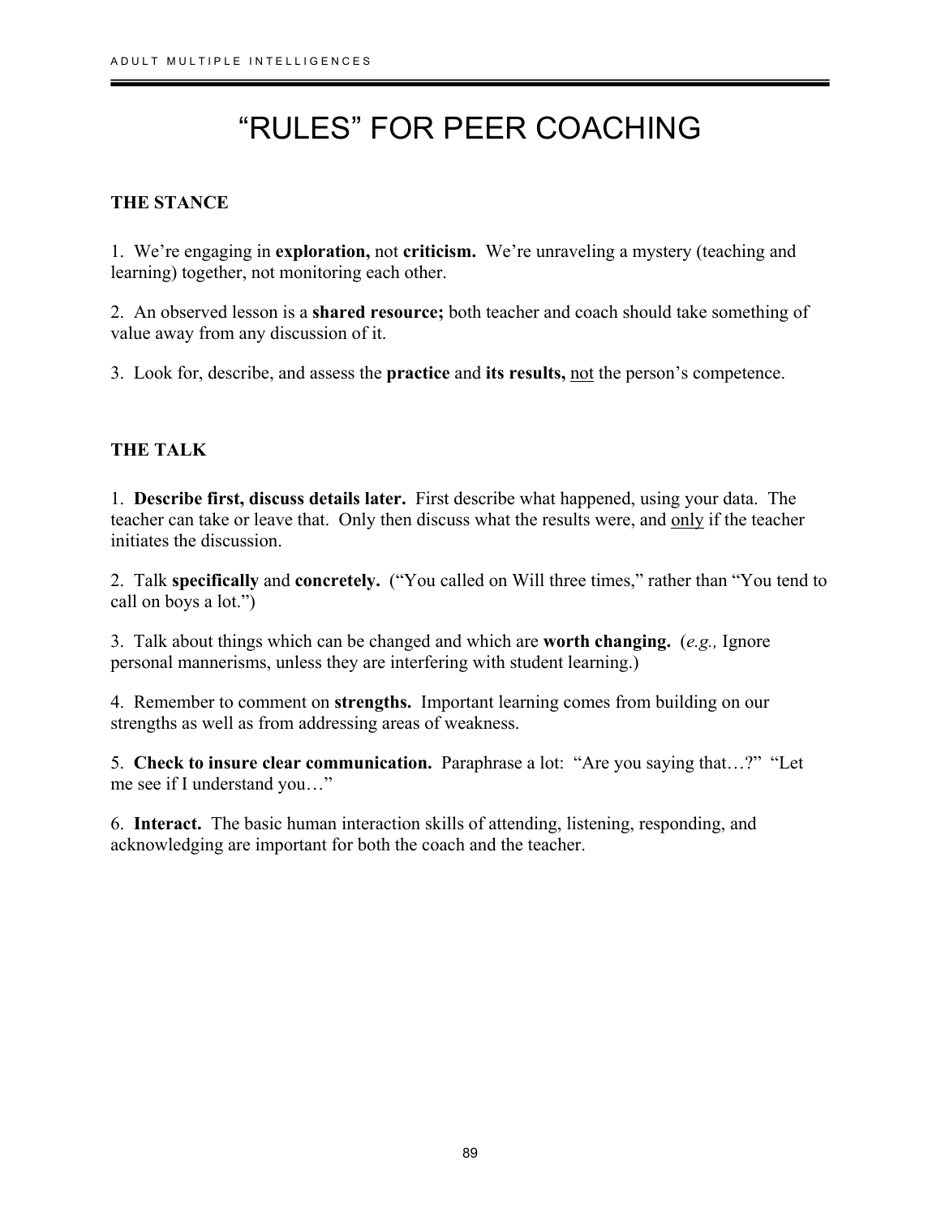# "RULES" FOR PEER COACHING

## THE STANCE

1. We're engaging in **exploration,** not **criticism.** We're unraveling a mystery (teaching and learning) together, not monitoring each other.

2. An observed lesson is a **shared resource;** both teacher and coach should take something of value away from any discussion of it.

3. Look for, describe, and assess the **practice** and **its results,** <u>not</u> the person's competence.

## THE TALK

1. **Describe first, discuss details later.** First describe what happened, using your data. The teacher can take or leave that. Only then discuss what the results were, and <u>only</u> if the teacher initiates the discussion.

2. Talk **specifically** and **concretely.** ("You called on Will three times," rather than "You tend to call on boys a lot.")

3. Talk about things which can be changed and which are **worth changing.** (*e.g.,* Ignore personal mannerisms, unless they are interfering with student learning.)

4. Remember to comment on **strengths.** Important learning comes from building on our strengths as well as from addressing areas of weakness.

5. **Check to insure clear communication.** Paraphrase a lot: "Are you saying that…?" "Let me see if I understand you…"

6. **Interact.** The basic human interaction skills of attending, listening, responding, and acknowledging are important for both the coach and the teacher.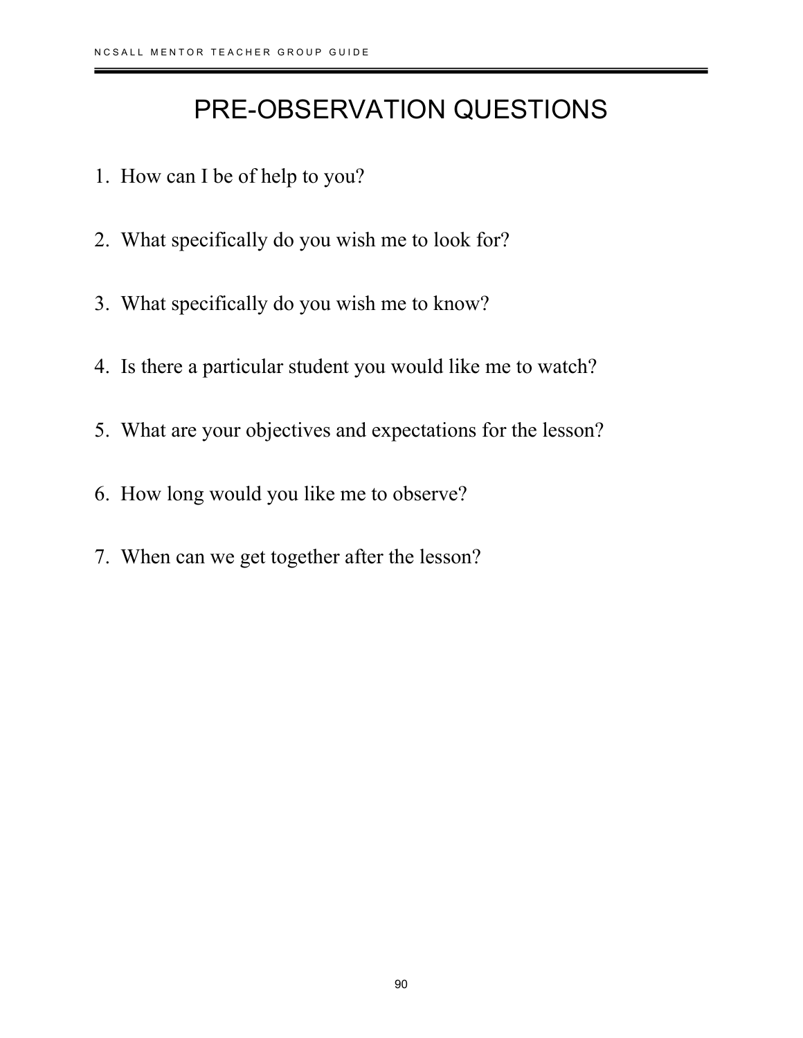# PRE-OBSERVATION QUESTIONS

1. How can I be of help to you?

2. What specifically do you wish me to look for?

3. What specifically do you wish me to know?

4. Is there a particular student you would like me to watch?

5. What are your objectives and expectations for the lesson?

6. How long would you like me to observe?

7. When can we get together after the lesson?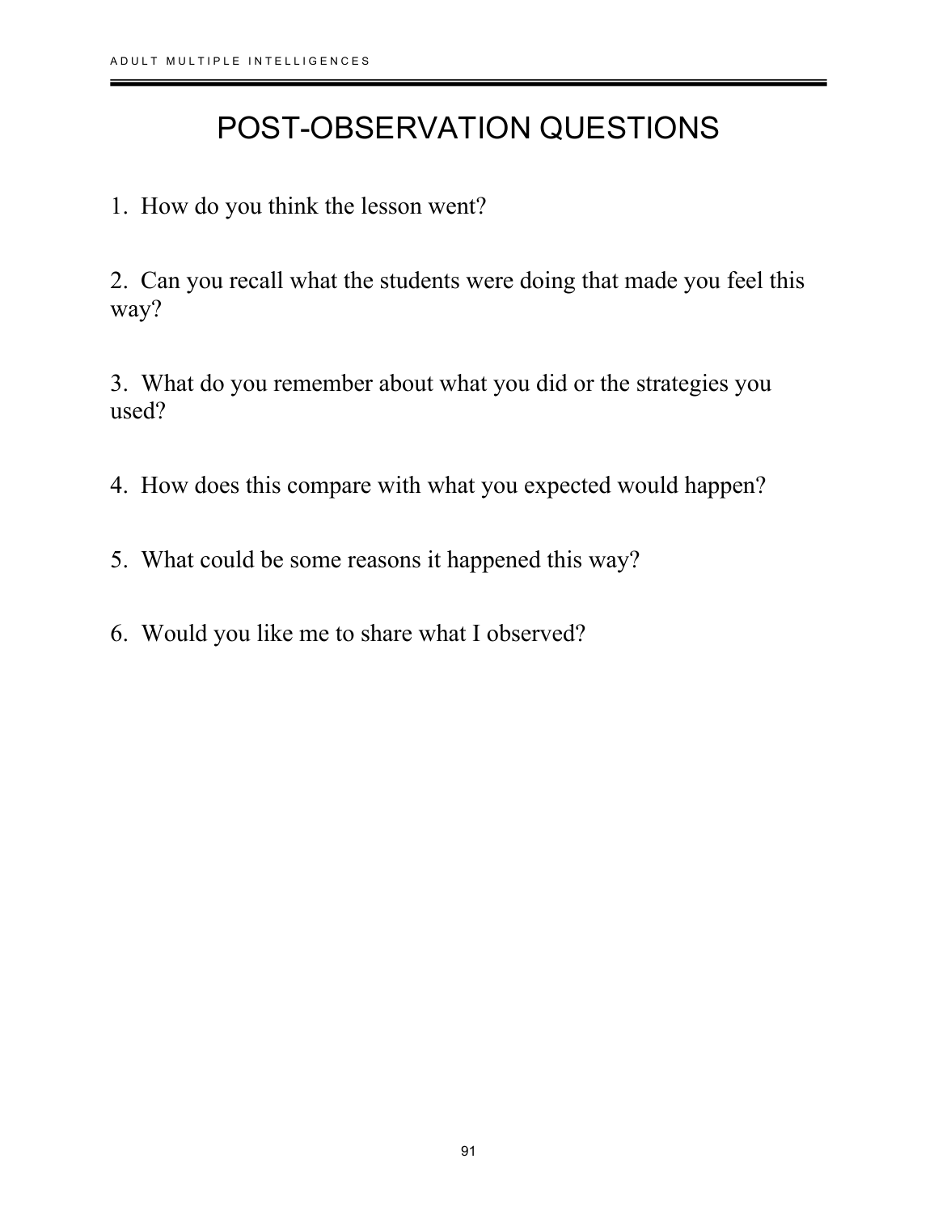# POST-OBSERVATION QUESTIONS

1. How do you think the lesson went?

2. Can you recall what the students were doing that made you feel this way?

3. What do you remember about what you did or the strategies you used?

4. How does this compare with what you expected would happen?

5. What could be some reasons it happened this way?

6. Would you like me to share what I observed?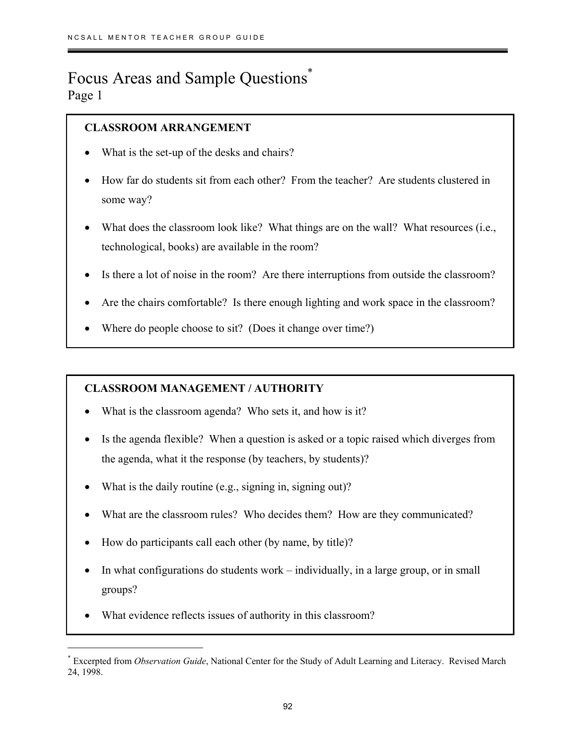# Focus Areas and Sample Questions*

Page 1

**CLASSROOM ARRANGEMENT**

- What is the set-up of the desks and chairs?
- How far do students sit from each other? From the teacher? Are students clustered in some way?
- What does the classroom look like? What things are on the wall? What resources (i.e., technological, books) are available in the room?
- Is there a lot of noise in the room? Are there interruptions from outside the classroom?
- Are the chairs comfortable? Is there enough lighting and work space in the classroom?
- Where do people choose to sit? (Does it change over time?)

**CLASSROOM MANAGEMENT / AUTHORITY**

- What is the classroom agenda? Who sets it, and how is it?
- Is the agenda flexible? When a question is asked or a topic raised which diverges from the agenda, what it the response (by teachers, by students)?
- What is the daily routine (e.g., signing in, signing out)?
- What are the classroom rules? Who decides them? How are they communicated?
- How do participants call each other (by name, by title)?
- In what configurations do students work – individually, in a large group, or in small groups?
- What evidence reflects issues of authority in this classroom?

---

* Excerpted from *Observation Guide*, National Center for the Study of Adult Learning and Literacy. Revised March 24, 1998.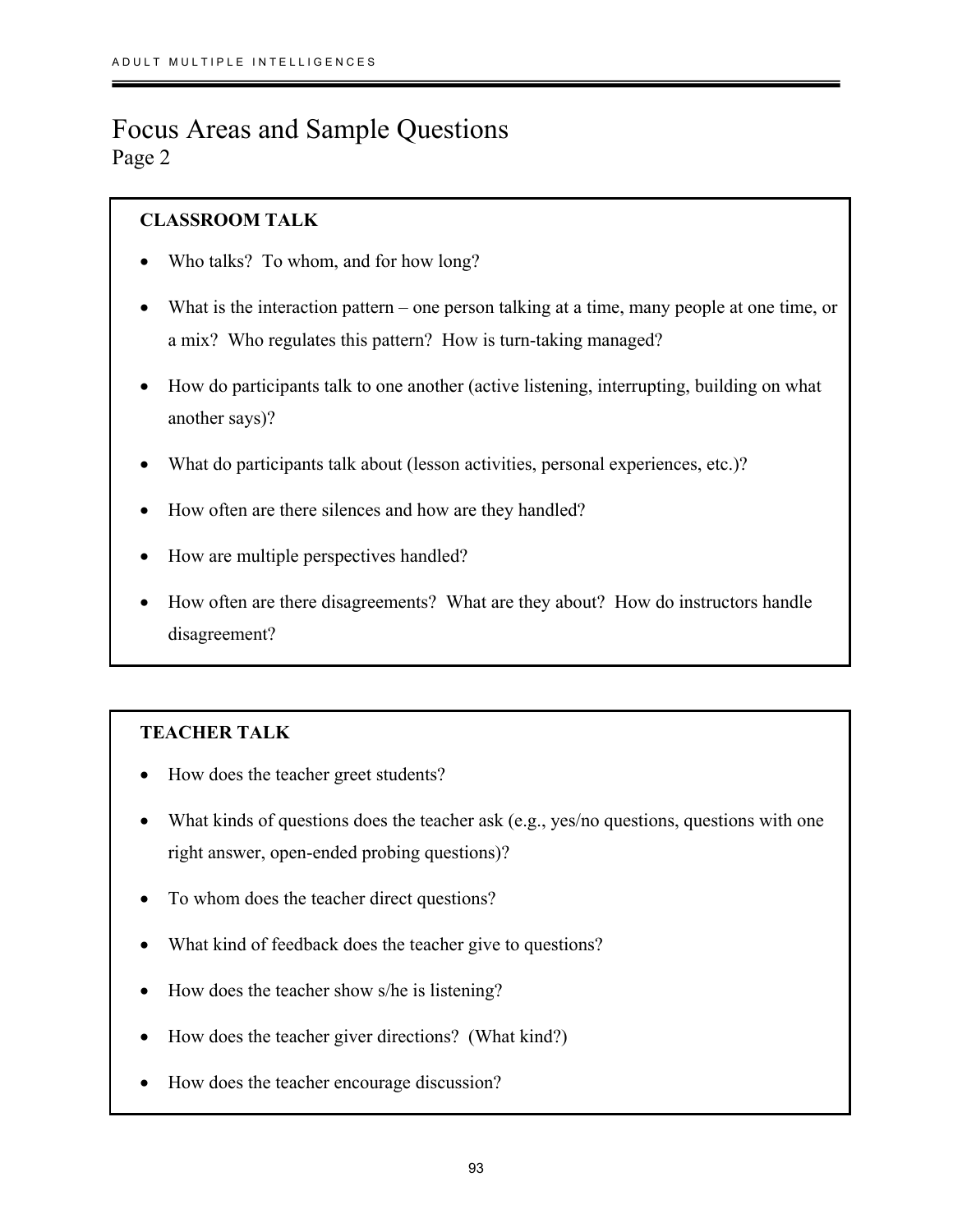# Focus Areas and Sample Questions
Page 2

**CLASSROOM TALK**

- Who talks? To whom, and for how long?
- What is the interaction pattern – one person talking at a time, many people at one time, or a mix? Who regulates this pattern? How is turn-taking managed?
- How do participants talk to one another (active listening, interrupting, building on what another says)?
- What do participants talk about (lesson activities, personal experiences, etc.)?
- How often are there silences and how are they handled?
- How are multiple perspectives handled?
- How often are there disagreements? What are they about? How do instructors handle disagreement?

**TEACHER TALK**

- How does the teacher greet students?
- What kinds of questions does the teacher ask (e.g., yes/no questions, questions with one right answer, open-ended probing questions)?
- To whom does the teacher direct questions?
- What kind of feedback does the teacher give to questions?
- How does the teacher show s/he is listening?
- How does the teacher giver directions? (What kind?)
- How does the teacher encourage discussion?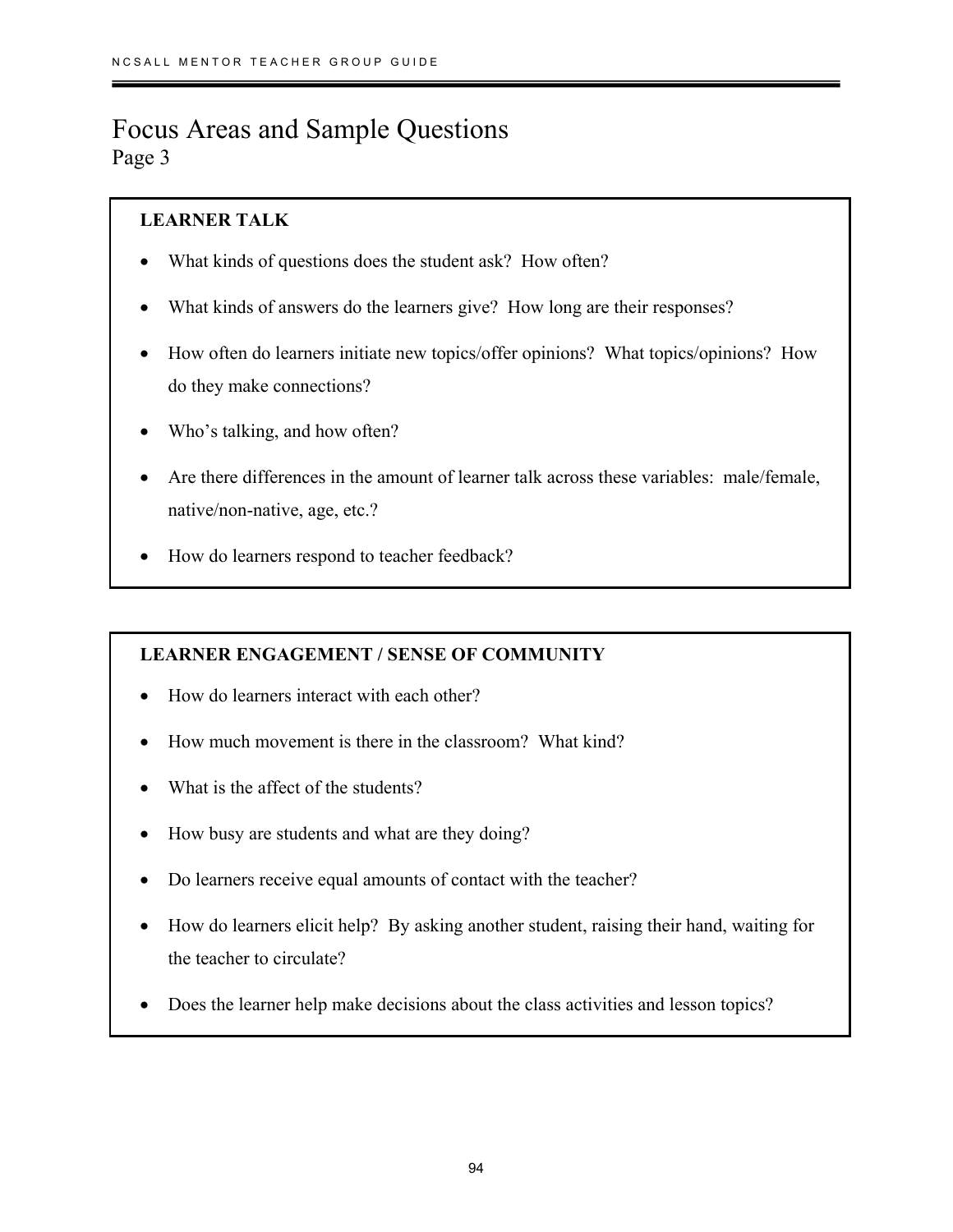# Focus Areas and Sample Questions

Page 3

**LEARNER TALK**

- What kinds of questions does the student ask? How often?
- What kinds of answers do the learners give? How long are their responses?
- How often do learners initiate new topics/offer opinions? What topics/opinions? How do they make connections?
- Who's talking, and how often?
- Are there differences in the amount of learner talk across these variables: male/female, native/non-native, age, etc.?
- How do learners respond to teacher feedback?

**LEARNER ENGAGEMENT / SENSE OF COMMUNITY**

- How do learners interact with each other?
- How much movement is there in the classroom? What kind?
- What is the affect of the students?
- How busy are students and what are they doing?
- Do learners receive equal amounts of contact with the teacher?
- How do learners elicit help? By asking another student, raising their hand, waiting for the teacher to circulate?
- Does the learner help make decisions about the class activities and lesson topics?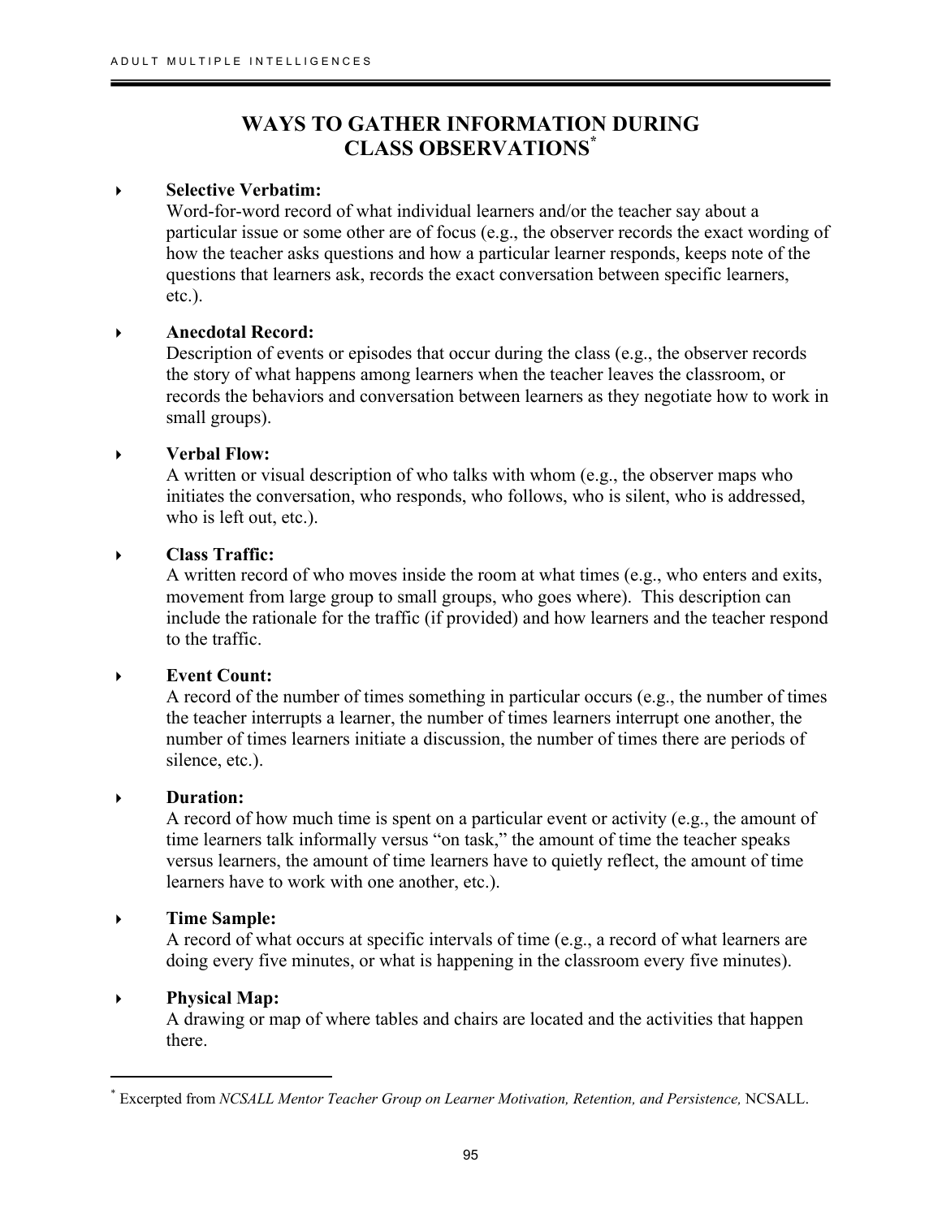# WAYS TO GATHER INFORMATION DURING CLASS OBSERVATIONS[*]

- **Selective Verbatim:**
  Word-for-word record of what individual learners and/or the teacher say about a particular issue or some other are of focus (e.g., the observer records the exact wording of how the teacher asks questions and how a particular learner responds, keeps note of the questions that learners ask, records the exact conversation between specific learners, etc.).

- **Anecdotal Record:**
  Description of events or episodes that occur during the class (e.g., the observer records the story of what happens among learners when the teacher leaves the classroom, or records the behaviors and conversation between learners as they negotiate how to work in small groups).

- **Verbal Flow:**
  A written or visual description of who talks with whom (e.g., the observer maps who initiates the conversation, who responds, who follows, who is silent, who is addressed, who is left out, etc.).

- **Class Traffic:**
  A written record of who moves inside the room at what times (e.g., who enters and exits, movement from large group to small groups, who goes where). This description can include the rationale for the traffic (if provided) and how learners and the teacher respond to the traffic.

- **Event Count:**
  A record of the number of times something in particular occurs (e.g., the number of times the teacher interrupts a learner, the number of times learners interrupt one another, the number of times learners initiate a discussion, the number of times there are periods of silence, etc.).

- **Duration:**
  A record of how much time is spent on a particular event or activity (e.g., the amount of time learners talk informally versus "on task," the amount of time the teacher speaks versus learners, the amount of time learners have to quietly reflect, the amount of time learners have to work with one another, etc.).

- **Time Sample:**
  A record of what occurs at specific intervals of time (e.g., a record of what learners are doing every five minutes, or what is happening in the classroom every five minutes).

- **Physical Map:**
  A drawing or map of where tables and chairs are located and the activities that happen there.

---

[*] Excerpted from *NCSALL Mentor Teacher Group on Learner Motivation, Retention, and Persistence,* NCSALL.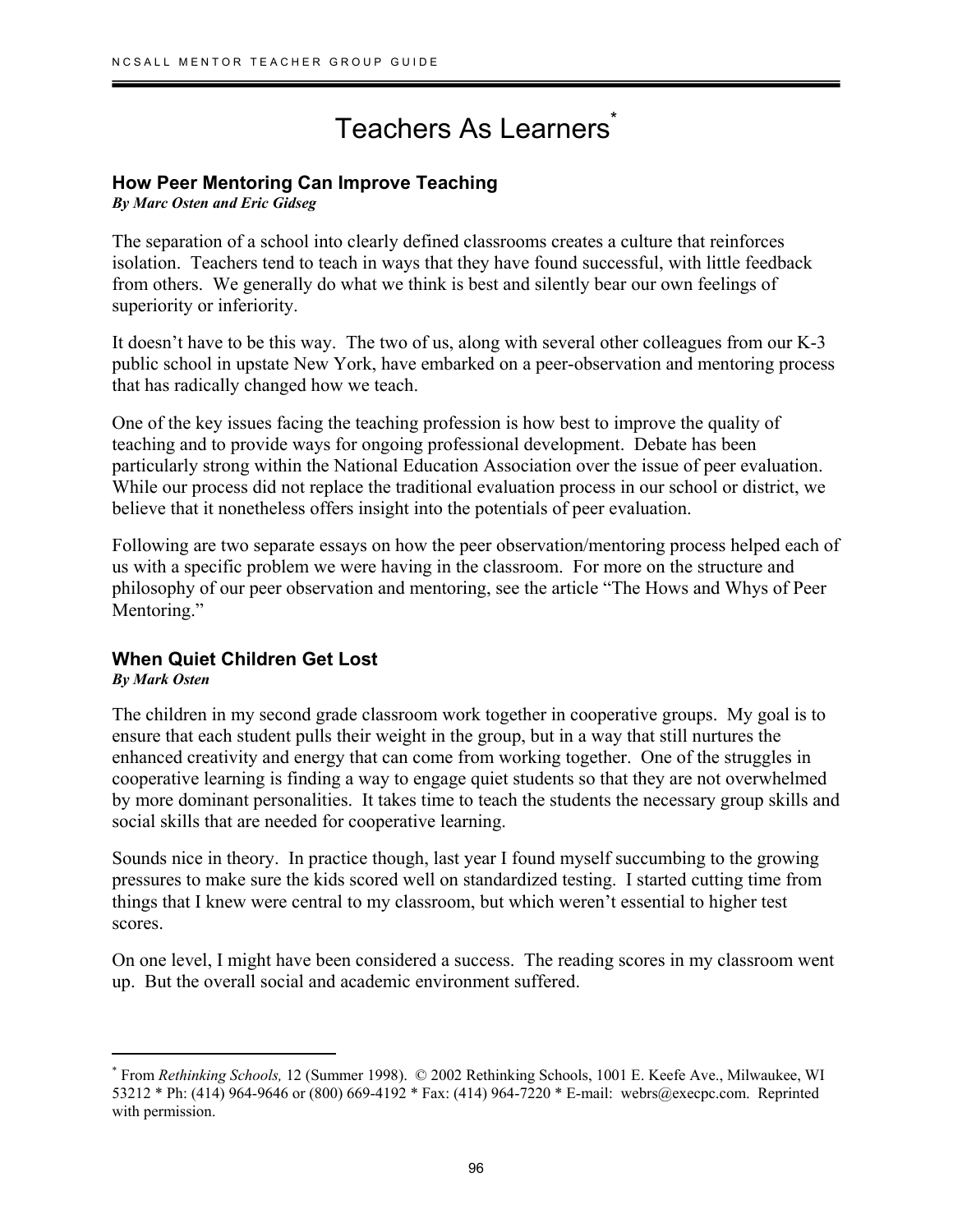# Teachers As Learners*

## How Peer Mentoring Can Improve Teaching

***By Marc Osten and Eric Gidseg***

The separation of a school into clearly defined classrooms creates a culture that reinforces isolation. Teachers tend to teach in ways that they have found successful, with little feedback from others. We generally do what we think is best and silently bear our own feelings of superiority or inferiority.

It doesn't have to be this way. The two of us, along with several other colleagues from our K-3 public school in upstate New York, have embarked on a peer-observation and mentoring process that has radically changed how we teach.

One of the key issues facing the teaching profession is how best to improve the quality of teaching and to provide ways for ongoing professional development. Debate has been particularly strong within the National Education Association over the issue of peer evaluation. While our process did not replace the traditional evaluation process in our school or district, we believe that it nonetheless offers insight into the potentials of peer evaluation.

Following are two separate essays on how the peer observation/mentoring process helped each of us with a specific problem we were having in the classroom. For more on the structure and philosophy of our peer observation and mentoring, see the article "The Hows and Whys of Peer Mentoring."

## When Quiet Children Get Lost

***By Mark Osten***

The children in my second grade classroom work together in cooperative groups. My goal is to ensure that each student pulls their weight in the group, but in a way that still nurtures the enhanced creativity and energy that can come from working together. One of the struggles in cooperative learning is finding a way to engage quiet students so that they are not overwhelmed by more dominant personalities. It takes time to teach the students the necessary group skills and social skills that are needed for cooperative learning.

Sounds nice in theory. In practice though, last year I found myself succumbing to the growing pressures to make sure the kids scored well on standardized testing. I started cutting time from things that I knew were central to my classroom, but which weren't essential to higher test scores.

On one level, I might have been considered a success. The reading scores in my classroom went up. But the overall social and academic environment suffered.

---

\* From *Rethinking Schools,* 12 (Summer 1998). © 2002 Rethinking Schools, 1001 E. Keefe Ave., Milwaukee, WI 53212 * Ph: (414) 964-9646 or (800) 669-4192 * Fax: (414) 964-7220 * E-mail: webrs@execpc.com. Reprinted with permission.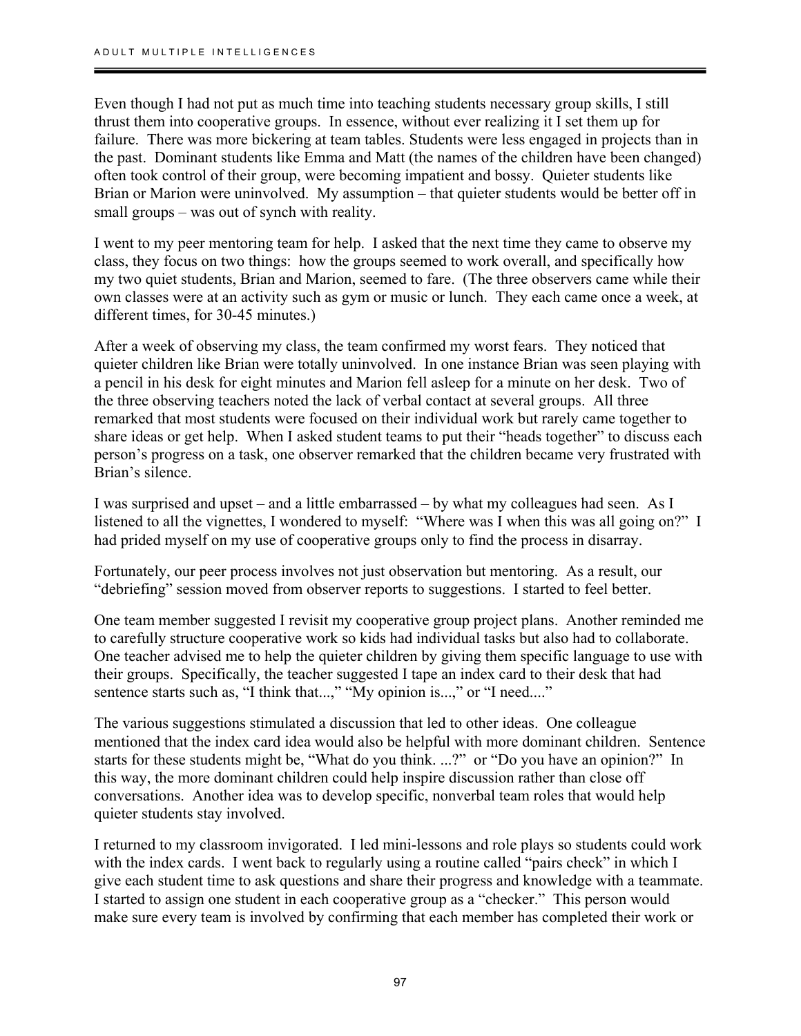Even though I had not put as much time into teaching students necessary group skills, I still thrust them into cooperative groups. In essence, without ever realizing it I set them up for failure. There was more bickering at team tables. Students were less engaged in projects than in the past. Dominant students like Emma and Matt (the names of the children have been changed) often took control of their group, were becoming impatient and bossy. Quieter students like Brian or Marion were uninvolved. My assumption – that quieter students would be better off in small groups – was out of synch with reality.

I went to my peer mentoring team for help. I asked that the next time they came to observe my class, they focus on two things: how the groups seemed to work overall, and specifically how my two quiet students, Brian and Marion, seemed to fare. (The three observers came while their own classes were at an activity such as gym or music or lunch. They each came once a week, at different times, for 30-45 minutes.)

After a week of observing my class, the team confirmed my worst fears. They noticed that quieter children like Brian were totally uninvolved. In one instance Brian was seen playing with a pencil in his desk for eight minutes and Marion fell asleep for a minute on her desk. Two of the three observing teachers noted the lack of verbal contact at several groups. All three remarked that most students were focused on their individual work but rarely came together to share ideas or get help. When I asked student teams to put their "heads together" to discuss each person's progress on a task, one observer remarked that the children became very frustrated with Brian's silence.

I was surprised and upset – and a little embarrassed – by what my colleagues had seen. As I listened to all the vignettes, I wondered to myself: "Where was I when this was all going on?" I had prided myself on my use of cooperative groups only to find the process in disarray.

Fortunately, our peer process involves not just observation but mentoring. As a result, our "debriefing" session moved from observer reports to suggestions. I started to feel better.

One team member suggested I revisit my cooperative group project plans. Another reminded me to carefully structure cooperative work so kids had individual tasks but also had to collaborate. One teacher advised me to help the quieter children by giving them specific language to use with their groups. Specifically, the teacher suggested I tape an index card to their desk that had sentence starts such as, "I think that...," "My opinion is...," or "I need...."

The various suggestions stimulated a discussion that led to other ideas. One colleague mentioned that the index card idea would also be helpful with more dominant children. Sentence starts for these students might be, "What do you think. ...?" or "Do you have an opinion?" In this way, the more dominant children could help inspire discussion rather than close off conversations. Another idea was to develop specific, nonverbal team roles that would help quieter students stay involved.

I returned to my classroom invigorated. I led mini-lessons and role plays so students could work with the index cards. I went back to regularly using a routine called "pairs check" in which I give each student time to ask questions and share their progress and knowledge with a teammate. I started to assign one student in each cooperative group as a "checker." This person would make sure every team is involved by confirming that each member has completed their work or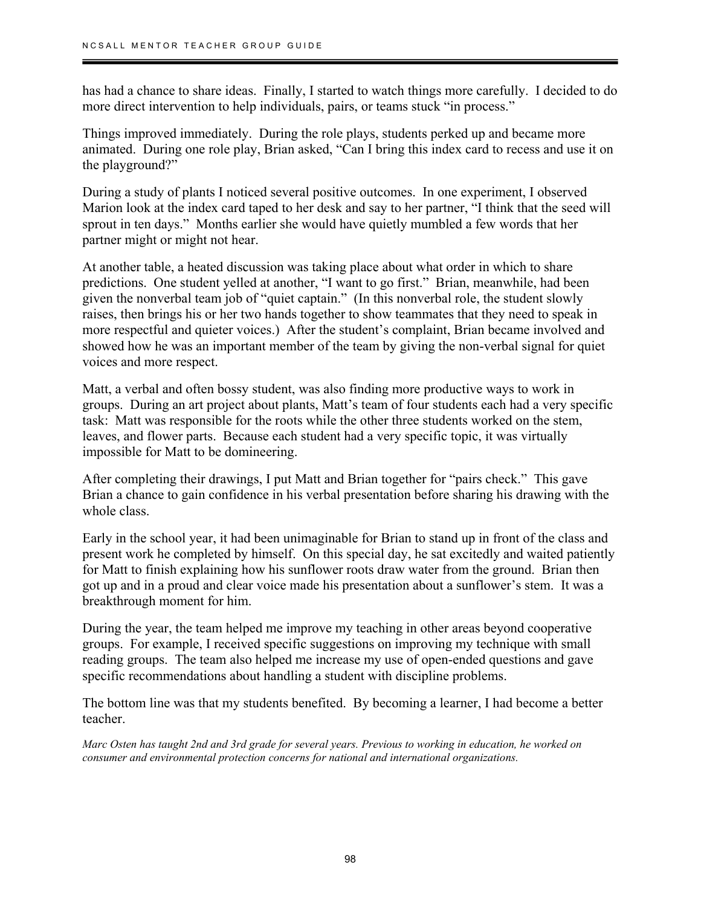has had a chance to share ideas. Finally, I started to watch things more carefully. I decided to do more direct intervention to help individuals, pairs, or teams stuck "in process."

Things improved immediately. During the role plays, students perked up and became more animated. During one role play, Brian asked, "Can I bring this index card to recess and use it on the playground?"

During a study of plants I noticed several positive outcomes. In one experiment, I observed Marion look at the index card taped to her desk and say to her partner, "I think that the seed will sprout in ten days." Months earlier she would have quietly mumbled a few words that her partner might or might not hear.

At another table, a heated discussion was taking place about what order in which to share predictions. One student yelled at another, "I want to go first." Brian, meanwhile, had been given the nonverbal team job of "quiet captain." (In this nonverbal role, the student slowly raises, then brings his or her two hands together to show teammates that they need to speak in more respectful and quieter voices.) After the student's complaint, Brian became involved and showed how he was an important member of the team by giving the non-verbal signal for quiet voices and more respect.

Matt, a verbal and often bossy student, was also finding more productive ways to work in groups. During an art project about plants, Matt's team of four students each had a very specific task: Matt was responsible for the roots while the other three students worked on the stem, leaves, and flower parts. Because each student had a very specific topic, it was virtually impossible for Matt to be domineering.

After completing their drawings, I put Matt and Brian together for "pairs check." This gave Brian a chance to gain confidence in his verbal presentation before sharing his drawing with the whole class.

Early in the school year, it had been unimaginable for Brian to stand up in front of the class and present work he completed by himself. On this special day, he sat excitedly and waited patiently for Matt to finish explaining how his sunflower roots draw water from the ground. Brian then got up and in a proud and clear voice made his presentation about a sunflower's stem. It was a breakthrough moment for him.

During the year, the team helped me improve my teaching in other areas beyond cooperative groups. For example, I received specific suggestions on improving my technique with small reading groups. The team also helped me increase my use of open-ended questions and gave specific recommendations about handling a student with discipline problems.

The bottom line was that my students benefited. By becoming a learner, I had become a better teacher.

*Marc Osten has taught 2nd and 3rd grade for several years. Previous to working in education, he worked on consumer and environmental protection concerns for national and international organizations.*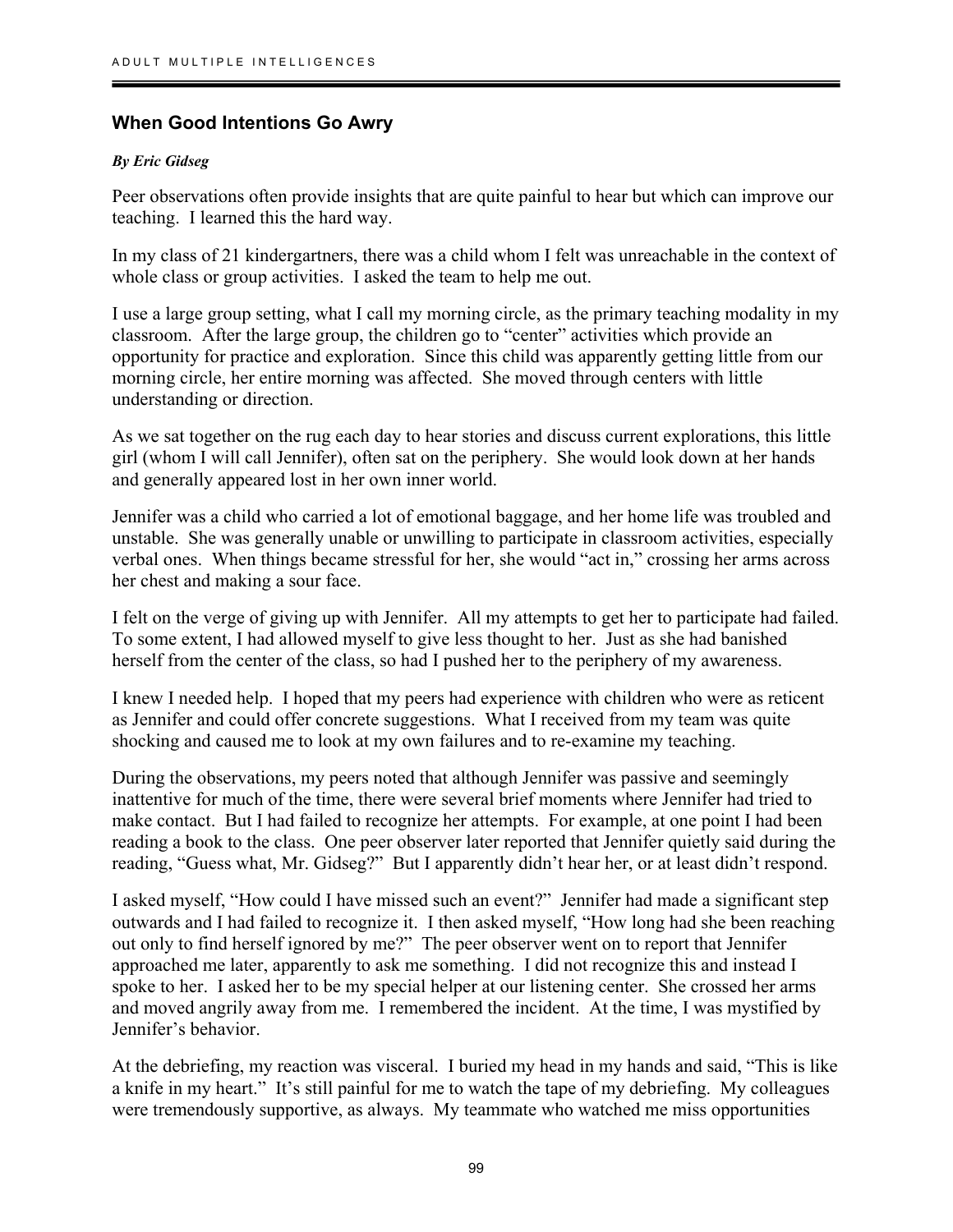## When Good Intentions Go Awry

***By Eric Gidseg***

Peer observations often provide insights that are quite painful to hear but which can improve our teaching. I learned this the hard way.

In my class of 21 kindergartners, there was a child whom I felt was unreachable in the context of whole class or group activities. I asked the team to help me out.

I use a large group setting, what I call my morning circle, as the primary teaching modality in my classroom. After the large group, the children go to "center" activities which provide an opportunity for practice and exploration. Since this child was apparently getting little from our morning circle, her entire morning was affected. She moved through centers with little understanding or direction.

As we sat together on the rug each day to hear stories and discuss current explorations, this little girl (whom I will call Jennifer), often sat on the periphery. She would look down at her hands and generally appeared lost in her own inner world.

Jennifer was a child who carried a lot of emotional baggage, and her home life was troubled and unstable. She was generally unable or unwilling to participate in classroom activities, especially verbal ones. When things became stressful for her, she would "act in," crossing her arms across her chest and making a sour face.

I felt on the verge of giving up with Jennifer. All my attempts to get her to participate had failed. To some extent, I had allowed myself to give less thought to her. Just as she had banished herself from the center of the class, so had I pushed her to the periphery of my awareness.

I knew I needed help. I hoped that my peers had experience with children who were as reticent as Jennifer and could offer concrete suggestions. What I received from my team was quite shocking and caused me to look at my own failures and to re-examine my teaching.

During the observations, my peers noted that although Jennifer was passive and seemingly inattentive for much of the time, there were several brief moments where Jennifer had tried to make contact. But I had failed to recognize her attempts. For example, at one point I had been reading a book to the class. One peer observer later reported that Jennifer quietly said during the reading, "Guess what, Mr. Gidseg?" But I apparently didn't hear her, or at least didn't respond.

I asked myself, "How could I have missed such an event?" Jennifer had made a significant step outwards and I had failed to recognize it. I then asked myself, "How long had she been reaching out only to find herself ignored by me?" The peer observer went on to report that Jennifer approached me later, apparently to ask me something. I did not recognize this and instead I spoke to her. I asked her to be my special helper at our listening center. She crossed her arms and moved angrily away from me. I remembered the incident. At the time, I was mystified by Jennifer's behavior.

At the debriefing, my reaction was visceral. I buried my head in my hands and said, "This is like a knife in my heart." It's still painful for me to watch the tape of my debriefing. My colleagues were tremendously supportive, as always. My teammate who watched me miss opportunities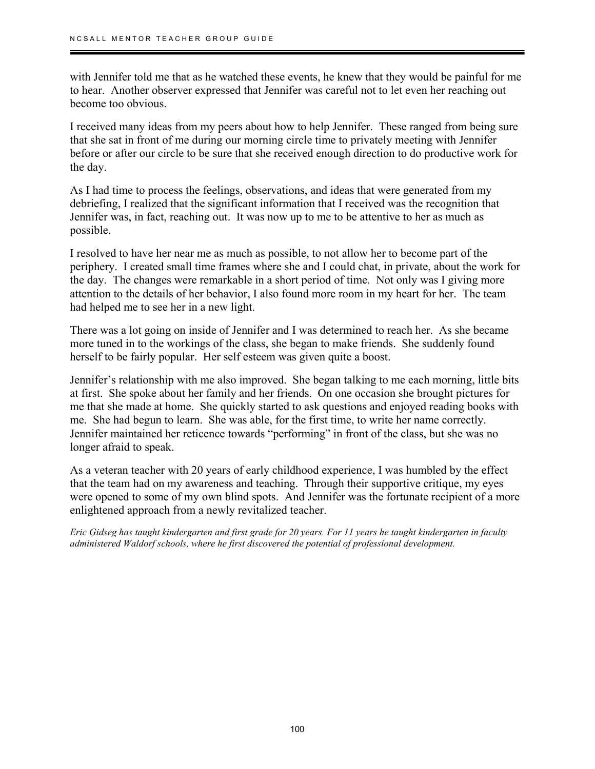with Jennifer told me that as he watched these events, he knew that they would be painful for me to hear. Another observer expressed that Jennifer was careful not to let even her reaching out become too obvious.

I received many ideas from my peers about how to help Jennifer. These ranged from being sure that she sat in front of me during our morning circle time to privately meeting with Jennifer before or after our circle to be sure that she received enough direction to do productive work for the day.

As I had time to process the feelings, observations, and ideas that were generated from my debriefing, I realized that the significant information that I received was the recognition that Jennifer was, in fact, reaching out. It was now up to me to be attentive to her as much as possible.

I resolved to have her near me as much as possible, to not allow her to become part of the periphery. I created small time frames where she and I could chat, in private, about the work for the day. The changes were remarkable in a short period of time. Not only was I giving more attention to the details of her behavior, I also found more room in my heart for her. The team had helped me to see her in a new light.

There was a lot going on inside of Jennifer and I was determined to reach her. As she became more tuned in to the workings of the class, she began to make friends. She suddenly found herself to be fairly popular. Her self esteem was given quite a boost.

Jennifer's relationship with me also improved. She began talking to me each morning, little bits at first. She spoke about her family and her friends. On one occasion she brought pictures for me that she made at home. She quickly started to ask questions and enjoyed reading books with me. She had begun to learn. She was able, for the first time, to write her name correctly. Jennifer maintained her reticence towards "performing" in front of the class, but she was no longer afraid to speak.

As a veteran teacher with 20 years of early childhood experience, I was humbled by the effect that the team had on my awareness and teaching. Through their supportive critique, my eyes were opened to some of my own blind spots. And Jennifer was the fortunate recipient of a more enlightened approach from a newly revitalized teacher.

*Eric Gidseg has taught kindergarten and first grade for 20 years. For 11 years he taught kindergarten in faculty administered Waldorf schools, where he first discovered the potential of professional development.*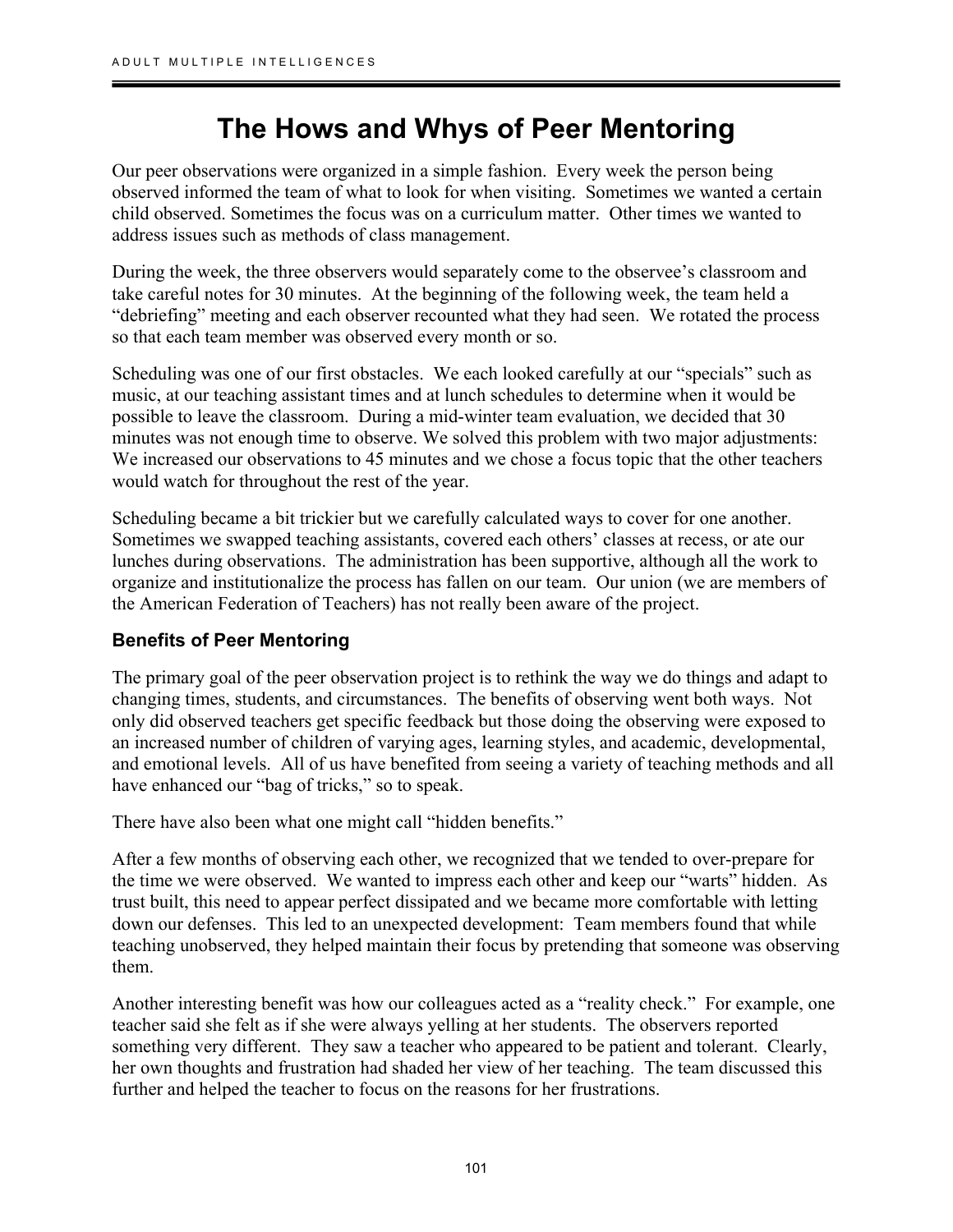# The Hows and Whys of Peer Mentoring

Our peer observations were organized in a simple fashion. Every week the person being observed informed the team of what to look for when visiting. Sometimes we wanted a certain child observed. Sometimes the focus was on a curriculum matter. Other times we wanted to address issues such as methods of class management.

During the week, the three observers would separately come to the observee's classroom and take careful notes for 30 minutes. At the beginning of the following week, the team held a "debriefing" meeting and each observer recounted what they had seen. We rotated the process so that each team member was observed every month or so.

Scheduling was one of our first obstacles. We each looked carefully at our "specials" such as music, at our teaching assistant times and at lunch schedules to determine when it would be possible to leave the classroom. During a mid-winter team evaluation, we decided that 30 minutes was not enough time to observe. We solved this problem with two major adjustments: We increased our observations to 45 minutes and we chose a focus topic that the other teachers would watch for throughout the rest of the year.

Scheduling became a bit trickier but we carefully calculated ways to cover for one another. Sometimes we swapped teaching assistants, covered each others' classes at recess, or ate our lunches during observations. The administration has been supportive, although all the work to organize and institutionalize the process has fallen on our team. Our union (we are members of the American Federation of Teachers) has not really been aware of the project.

### Benefits of Peer Mentoring

The primary goal of the peer observation project is to rethink the way we do things and adapt to changing times, students, and circumstances. The benefits of observing went both ways. Not only did observed teachers get specific feedback but those doing the observing were exposed to an increased number of children of varying ages, learning styles, and academic, developmental, and emotional levels. All of us have benefited from seeing a variety of teaching methods and all have enhanced our "bag of tricks," so to speak.

There have also been what one might call "hidden benefits."

After a few months of observing each other, we recognized that we tended to over-prepare for the time we were observed. We wanted to impress each other and keep our "warts" hidden. As trust built, this need to appear perfect dissipated and we became more comfortable with letting down our defenses. This led to an unexpected development: Team members found that while teaching unobserved, they helped maintain their focus by pretending that someone was observing them.

Another interesting benefit was how our colleagues acted as a "reality check." For example, one teacher said she felt as if she were always yelling at her students. The observers reported something very different. They saw a teacher who appeared to be patient and tolerant. Clearly, her own thoughts and frustration had shaded her view of her teaching. The team discussed this further and helped the teacher to focus on the reasons for her frustrations.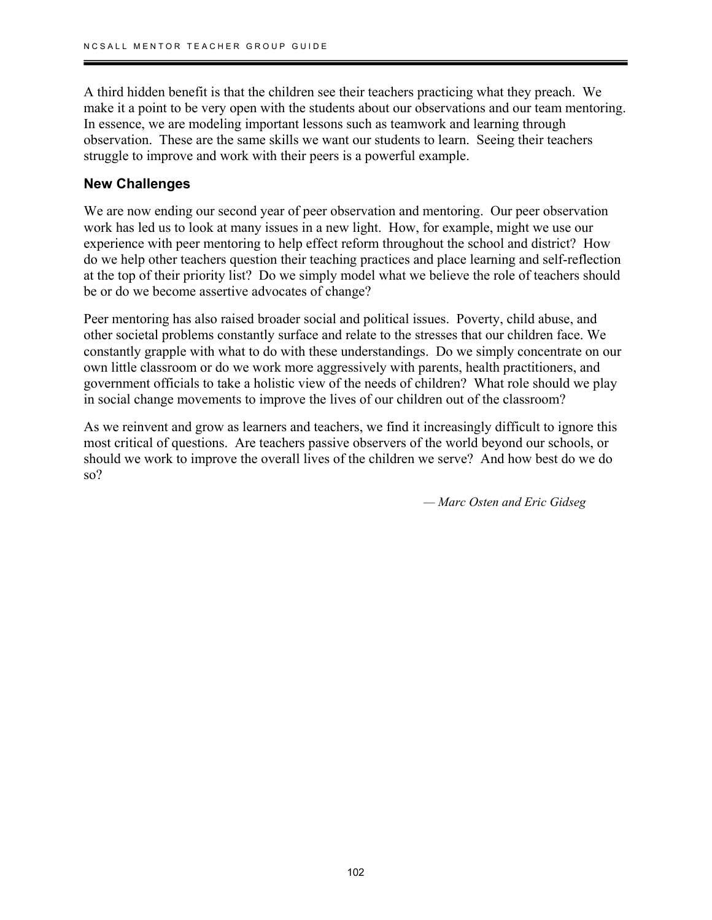A third hidden benefit is that the children see their teachers practicing what they preach. We make it a point to be very open with the students about our observations and our team mentoring. In essence, we are modeling important lessons such as teamwork and learning through observation. These are the same skills we want our students to learn. Seeing their teachers struggle to improve and work with their peers is a powerful example.

### New Challenges

We are now ending our second year of peer observation and mentoring. Our peer observation work has led us to look at many issues in a new light. How, for example, might we use our experience with peer mentoring to help effect reform throughout the school and district? How do we help other teachers question their teaching practices and place learning and self-reflection at the top of their priority list? Do we simply model what we believe the role of teachers should be or do we become assertive advocates of change?

Peer mentoring has also raised broader social and political issues. Poverty, child abuse, and other societal problems constantly surface and relate to the stresses that our children face. We constantly grapple with what to do with these understandings. Do we simply concentrate on our own little classroom or do we work more aggressively with parents, health practitioners, and government officials to take a holistic view of the needs of children? What role should we play in social change movements to improve the lives of our children out of the classroom?

As we reinvent and grow as learners and teachers, we find it increasingly difficult to ignore this most critical of questions. Are teachers passive observers of the world beyond our schools, or should we work to improve the overall lives of the children we serve? And how best do we do so?

*— Marc Osten and Eric Gidseg*